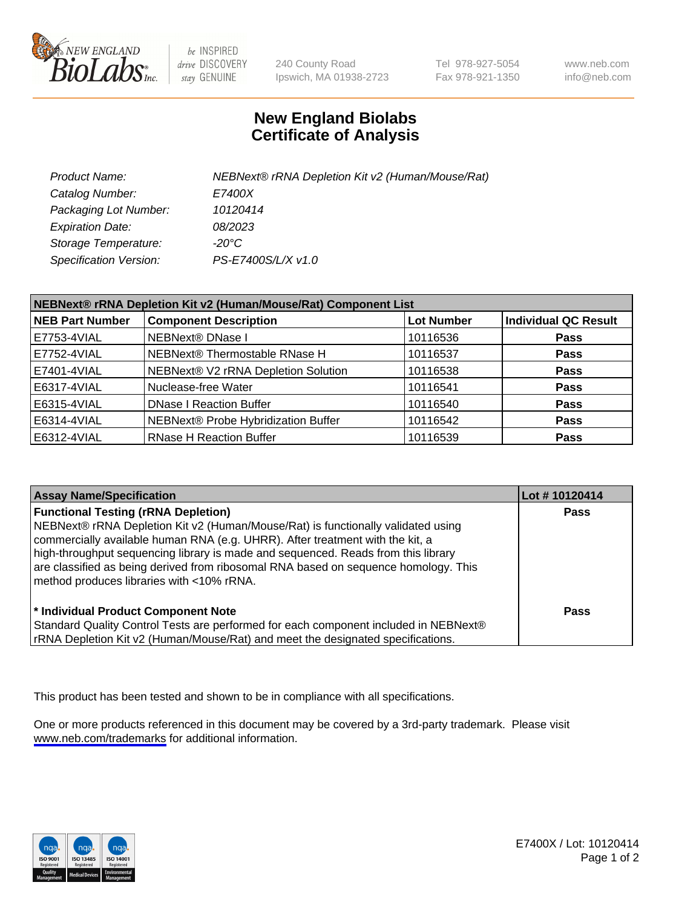# New England Biolabs
# Certificate of Analysis

| | |
|---|---|
| *Product Name:* | *NEBNext® rRNA Depletion Kit v2 (Human/Mouse/Rat)* |
| *Catalog Number:* | *E7400X* |
| *Packaging Lot Number:* | *10120414* |
| *Expiration Date:* | *08/2023* |
| *Storage Temperature:* | *-20°C* |
| *Specification Version:* | *PS-E7400S/L/X v1.0* |

**NEBNext® rRNA Depletion Kit v2 (Human/Mouse/Rat) Component List**

| NEB Part Number | Component Description | Lot Number | Individual QC Result |
|---|---|---|---|
| E7753-4VIAL | NEBNext® DNase I | 10116536 | **Pass** |
| E7752-4VIAL | NEBNext® Thermostable RNase H | 10116537 | **Pass** |
| E7401-4VIAL | NEBNext® V2 rRNA Depletion Solution | 10116538 | **Pass** |
| E6317-4VIAL | Nuclease-free Water | 10116541 | **Pass** |
| E6315-4VIAL | DNase I Reaction Buffer | 10116540 | **Pass** |
| E6314-4VIAL | NEBNext® Probe Hybridization Buffer | 10116542 | **Pass** |
| E6312-4VIAL | RNase H Reaction Buffer | 10116539 | **Pass** |

| Assay Name/Specification | Lot # 10120414 |
|---|---|
| **Functional Testing (rRNA Depletion)**<br>NEBNext® rRNA Depletion Kit v2 (Human/Mouse/Rat) is functionally validated using commercially available human RNA (e.g. UHRR). After treatment with the kit, a high-throughput sequencing library is made and sequenced. Reads from this library are classified as being derived from ribosomal RNA based on sequence homology. This method produces libraries with <10% rRNA. | **Pass** |
| **\* Individual Product Component Note**<br>Standard Quality Control Tests are performed for each component included in NEBNext® rRNA Depletion Kit v2 (Human/Mouse/Rat) and meet the designated specifications. | **Pass** |

This product has been tested and shown to be in compliance with all specifications.

One or more products referenced in this document may be covered by a 3rd-party trademark. Please visit www.neb.com/trademarks for additional information.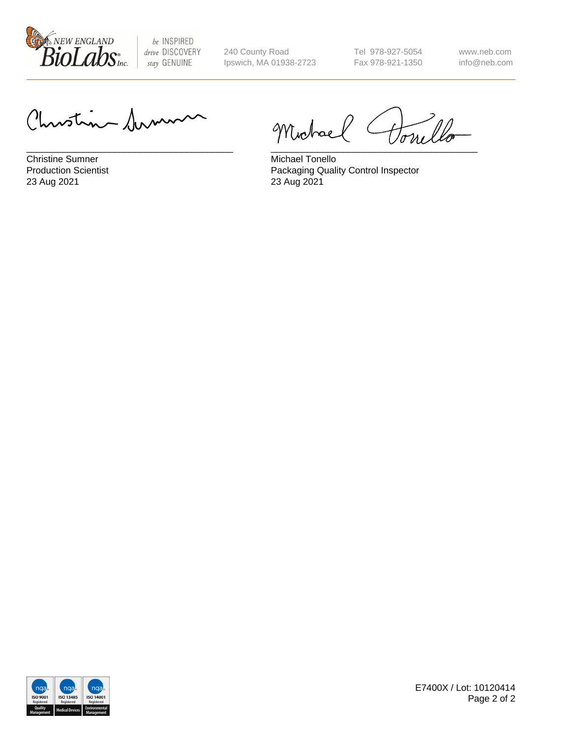Christine Sumner
Production Scientist
23 Aug 2021

Michael Tonello
Packaging Quality Control Inspector
23 Aug 2021

E7400X / Lot: 10120414